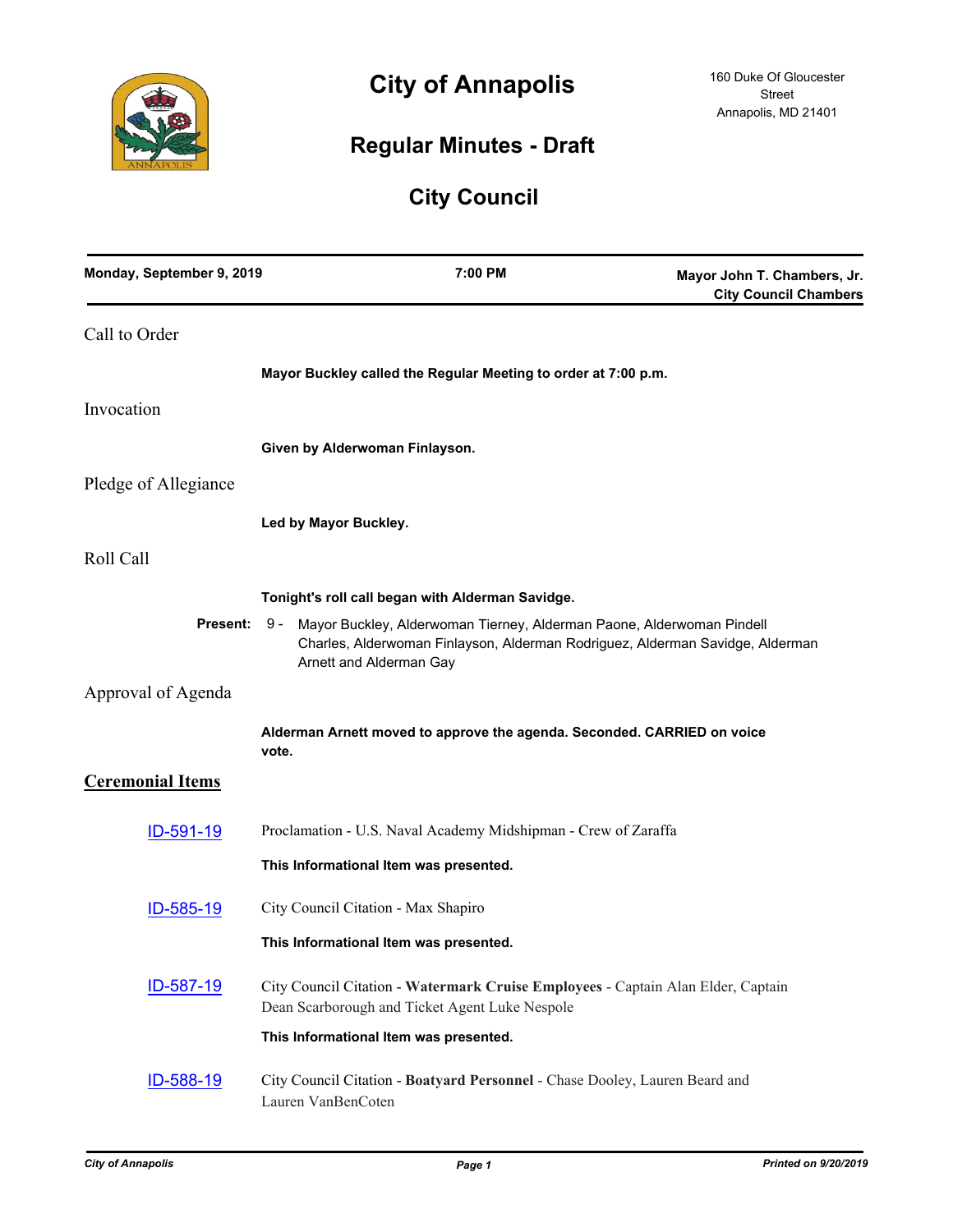# City of Annapolis

160 Duke Of Gloucester Street
Annapolis, MD 21401

## Regular Minutes - Draft

## City Council

**Monday, September 9, 2019** | **7:00 PM** | **Mayor John T. Chambers, Jr. City Council Chambers**

### Call to Order

**Mayor Buckley called the Regular Meeting to order at 7:00 p.m.**

### Invocation

**Given by Alderwoman Finlayson.**

### Pledge of Allegiance

**Led by Mayor Buckley.**

### Roll Call

**Tonight's roll call began with Alderman Savidge.**

**Present:** 9 - Mayor Buckley, Alderwoman Tierney, Alderman Paone, Alderwoman Pindell Charles, Alderwoman Finlayson, Alderman Rodriguez, Alderman Savidge, Alderman Arnett and Alderman Gay

### Approval of Agenda

**Alderman Arnett moved to approve the agenda. Seconded. CARRIED on voice vote.**

### Ceremonial Items

**ID-591-19** Proclamation - U.S. Naval Academy Midshipman - Crew of Zaraffa

**This Informational Item was presented.**

**ID-585-19** City Council Citation - Max Shapiro

**This Informational Item was presented.**

**ID-587-19** City Council Citation - **Watermark Cruise Employees** - Captain Alan Elder, Captain Dean Scarborough and Ticket Agent Luke Nespole

**This Informational Item was presented.**

**ID-588-19** City Council Citation - **Boatyard Personnel** - Chase Dooley, Lauren Beard and Lauren VanBenCoten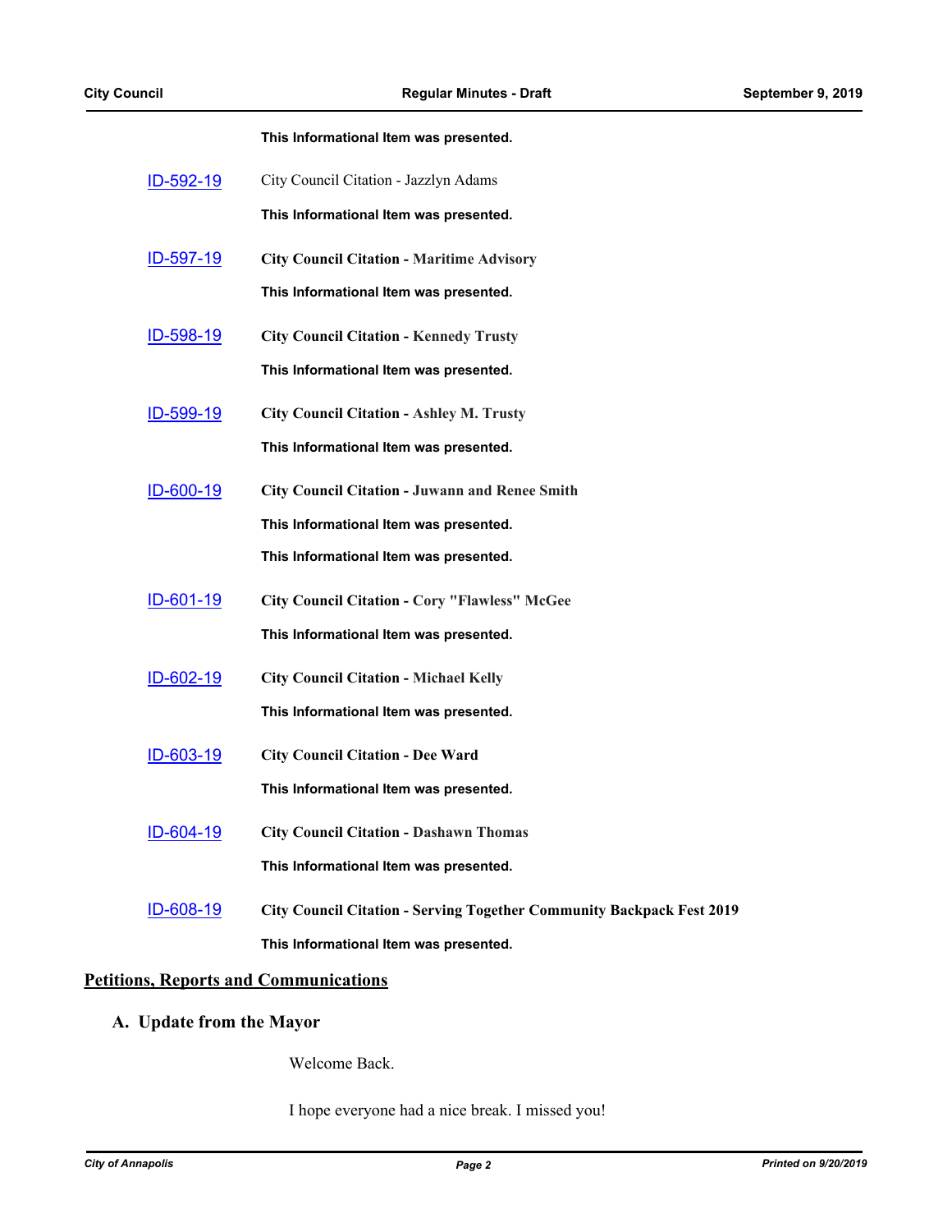**This Informational Item was presented.**

ID-592-19 City Council Citation - Jazzlyn Adams

**This Informational Item was presented.**

ID-597-19 **City Council Citation - Maritime Advisory**

**This Informational Item was presented.**

ID-598-19 **City Council Citation - Kennedy Trusty**

**This Informational Item was presented.**

ID-599-19 **City Council Citation - Ashley M. Trusty**

**This Informational Item was presented.**

ID-600-19 **City Council Citation - Juwann and Renee Smith**

**This Informational Item was presented.**

**This Informational Item was presented.**

ID-601-19 **City Council Citation - Cory "Flawless" McGee**

**This Informational Item was presented.**

ID-602-19 **City Council Citation - Michael Kelly**

**This Informational Item was presented.**

ID-603-19 **City Council Citation - Dee Ward**

**This Informational Item was presented.**

ID-604-19 **City Council Citation - Dashawn Thomas**

**This Informational Item was presented.**

ID-608-19 **City Council Citation - Serving Together Community Backpack Fest 2019**

**This Informational Item was presented.**

## Petitions, Reports and Communications

### A. Update from the Mayor

Welcome Back.

I hope everyone had a nice break. I missed you!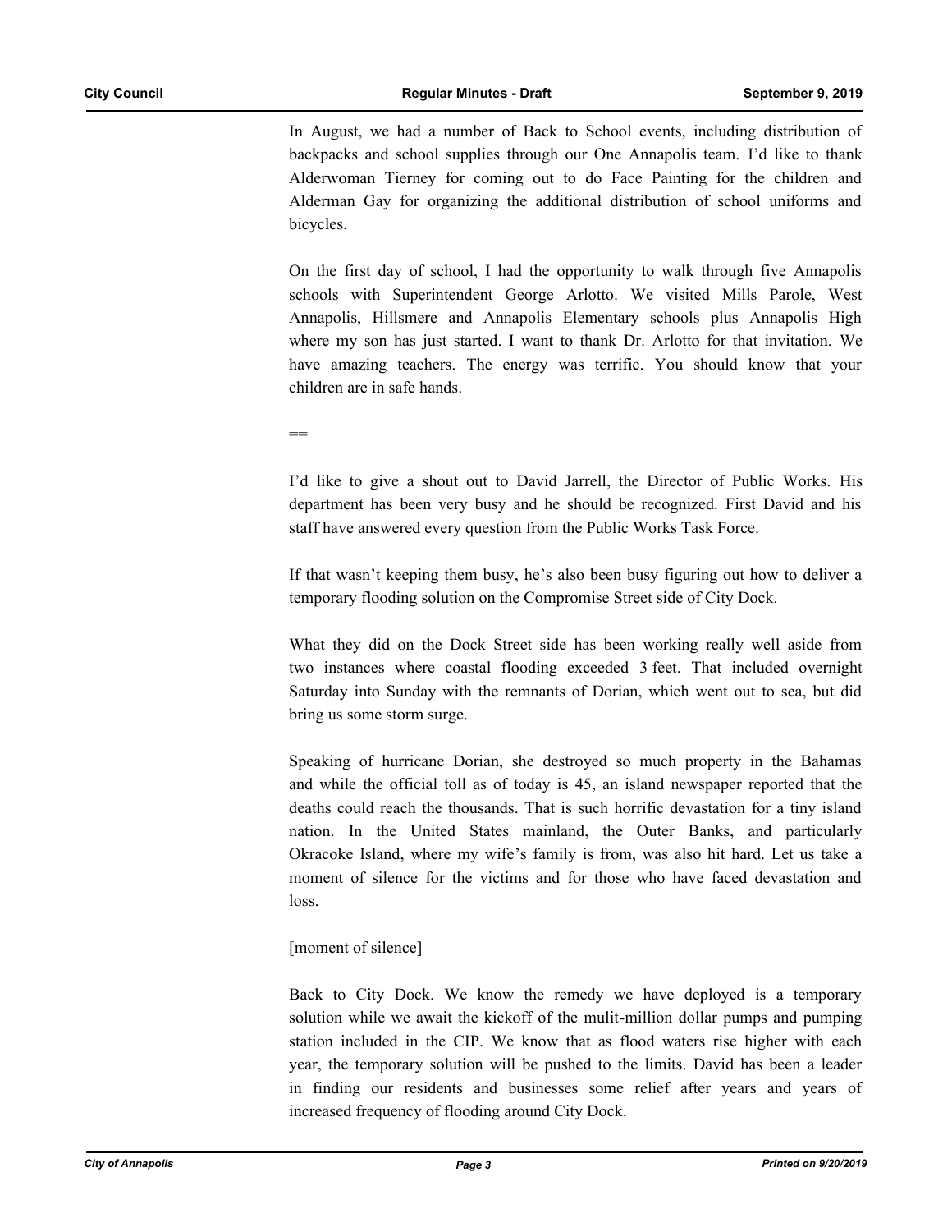In August, we had a number of Back to School events, including distribution of backpacks and school supplies through our One Annapolis team. I'd like to thank Alderwoman Tierney for coming out to do Face Painting for the children and Alderman Gay for organizing the additional distribution of school uniforms and bicycles.

On the first day of school, I had the opportunity to walk through five Annapolis schools with Superintendent George Arlotto. We visited Mills Parole, West Annapolis, Hillsmere and Annapolis Elementary schools plus Annapolis High where my son has just started. I want to thank Dr. Arlotto for that invitation. We have amazing teachers. The energy was terrific. You should know that your children are in safe hands.

==

I'd like to give a shout out to David Jarrell, the Director of Public Works. His department has been very busy and he should be recognized. First David and his staff have answered every question from the Public Works Task Force.

If that wasn't keeping them busy, he's also been busy figuring out how to deliver a temporary flooding solution on the Compromise Street side of City Dock.

What they did on the Dock Street side has been working really well aside from two instances where coastal flooding exceeded 3 feet. That included overnight Saturday into Sunday with the remnants of Dorian, which went out to sea, but did bring us some storm surge.

Speaking of hurricane Dorian, she destroyed so much property in the Bahamas and while the official toll as of today is 45, an island newspaper reported that the deaths could reach the thousands. That is such horrific devastation for a tiny island nation. In the United States mainland, the Outer Banks, and particularly Okracoke Island, where my wife's family is from, was also hit hard. Let us take a moment of silence for the victims and for those who have faced devastation and loss.

[moment of silence]

Back to City Dock. We know the remedy we have deployed is a temporary solution while we await the kickoff of the mulit-million dollar pumps and pumping station included in the CIP. We know that as flood waters rise higher with each year, the temporary solution will be pushed to the limits. David has been a leader in finding our residents and businesses some relief after years and years of increased frequency of flooding around City Dock.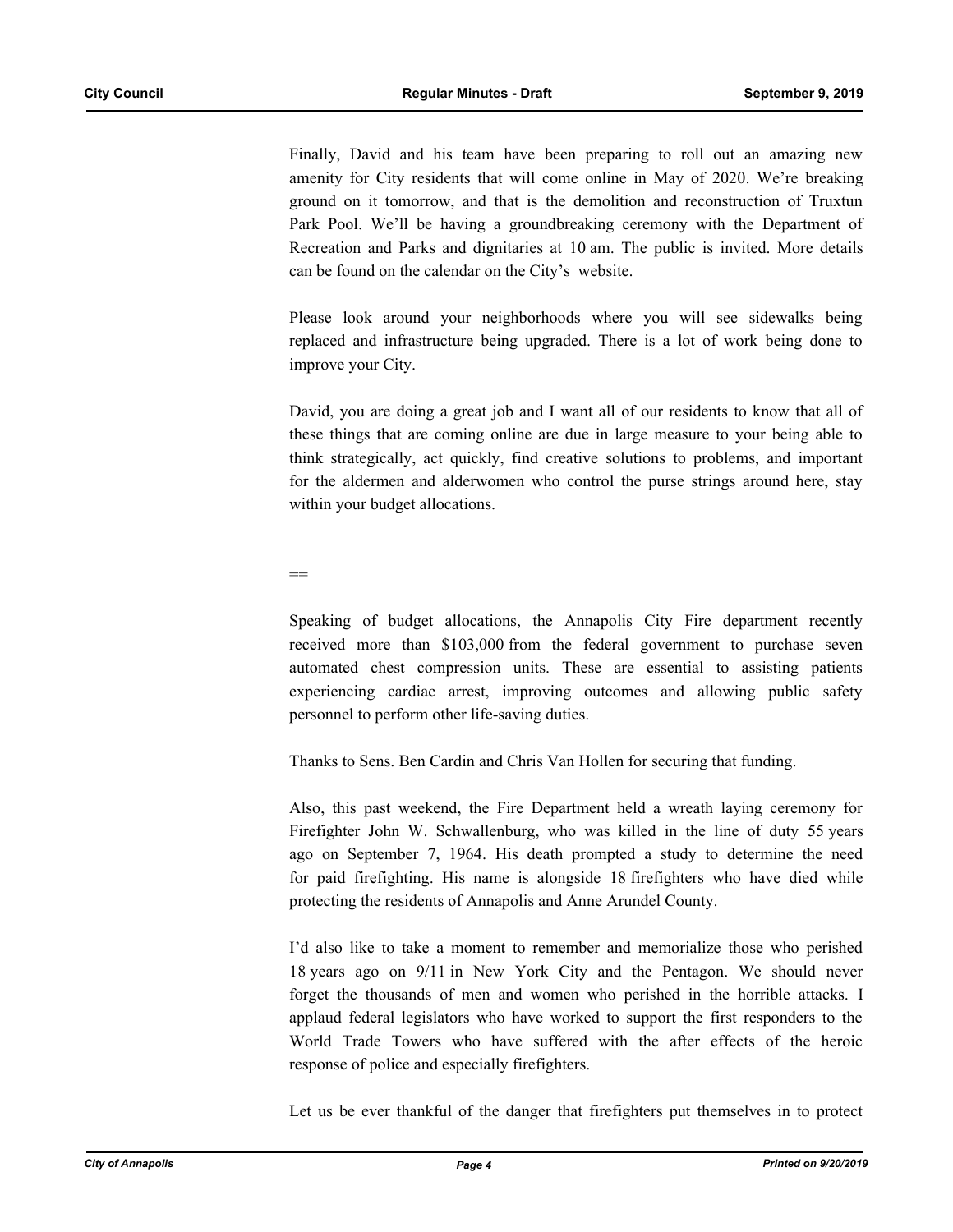Finally, David and his team have been preparing to roll out an amazing new amenity for City residents that will come online in May of 2020. We're breaking ground on it tomorrow, and that is the demolition and reconstruction of Truxtun Park Pool. We'll be having a groundbreaking ceremony with the Department of Recreation and Parks and dignitaries at 10 am. The public is invited. More details can be found on the calendar on the City's website.

Please look around your neighborhoods where you will see sidewalks being replaced and infrastructure being upgraded. There is a lot of work being done to improve your City.

David, you are doing a great job and I want all of our residents to know that all of these things that are coming online are due in large measure to your being able to think strategically, act quickly, find creative solutions to problems, and important for the aldermen and alderwomen who control the purse strings around here, stay within your budget allocations.

==

Speaking of budget allocations, the Annapolis City Fire department recently received more than $103,000 from the federal government to purchase seven automated chest compression units. These are essential to assisting patients experiencing cardiac arrest, improving outcomes and allowing public safety personnel to perform other life-saving duties.

Thanks to Sens. Ben Cardin and Chris Van Hollen for securing that funding.

Also, this past weekend, the Fire Department held a wreath laying ceremony for Firefighter John W. Schwallenburg, who was killed in the line of duty 55 years ago on September 7, 1964. His death prompted a study to determine the need for paid firefighting. His name is alongside 18 firefighters who have died while protecting the residents of Annapolis and Anne Arundel County.

I'd also like to take a moment to remember and memorialize those who perished 18 years ago on 9/11 in New York City and the Pentagon. We should never forget the thousands of men and women who perished in the horrible attacks. I applaud federal legislators who have worked to support the first responders to the World Trade Towers who have suffered with the after effects of the heroic response of police and especially firefighters.

Let us be ever thankful of the danger that firefighters put themselves in to protect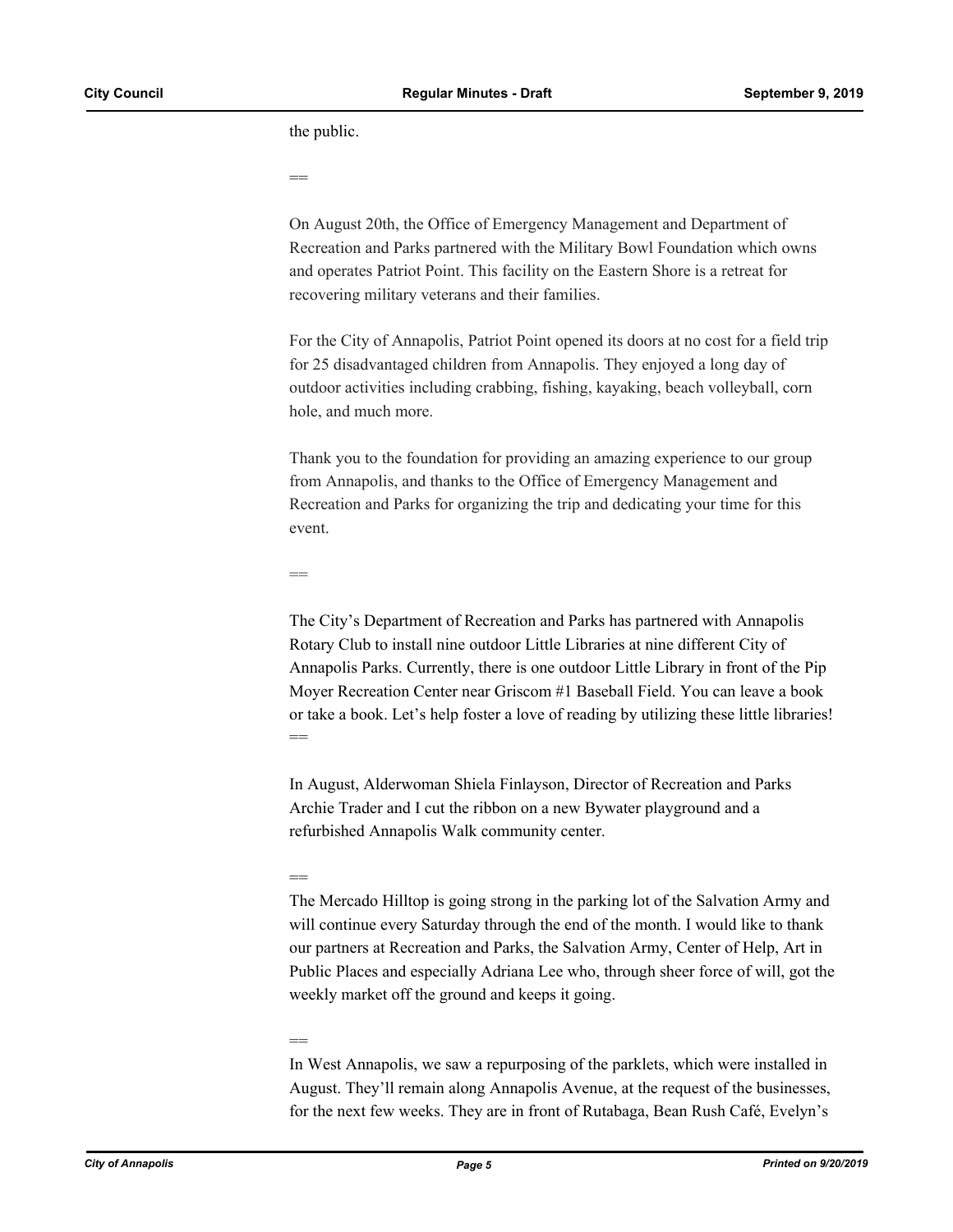the public.

==

On August 20th, the Office of Emergency Management and Department of Recreation and Parks partnered with the Military Bowl Foundation which owns and operates Patriot Point. This facility on the Eastern Shore is a retreat for recovering military veterans and their families.

For the City of Annapolis, Patriot Point opened its doors at no cost for a field trip for 25 disadvantaged children from Annapolis. They enjoyed a long day of outdoor activities including crabbing, fishing, kayaking, beach volleyball, corn hole, and much more.

Thank you to the foundation for providing an amazing experience to our group from Annapolis, and thanks to the Office of Emergency Management and Recreation and Parks for organizing the trip and dedicating your time for this event.

==

The City's Department of Recreation and Parks has partnered with Annapolis Rotary Club to install nine outdoor Little Libraries at nine different City of Annapolis Parks. Currently, there is one outdoor Little Library in front of the Pip Moyer Recreation Center near Griscom #1 Baseball Field. You can leave a book or take a book. Let's help foster a love of reading by utilizing these little libraries!

==

In August, Alderwoman Shiela Finlayson, Director of Recreation and Parks Archie Trader and I cut the ribbon on a new Bywater playground and a refurbished Annapolis Walk community center.

==

The Mercado Hilltop is going strong in the parking lot of the Salvation Army and will continue every Saturday through the end of the month. I would like to thank our partners at Recreation and Parks, the Salvation Army, Center of Help, Art in Public Places and especially Adriana Lee who, through sheer force of will, got the weekly market off the ground and keeps it going.

==

In West Annapolis, we saw a repurposing of the parklets, which were installed in August. They'll remain along Annapolis Avenue, at the request of the businesses, for the next few weeks. They are in front of Rutabaga, Bean Rush Café, Evelyn's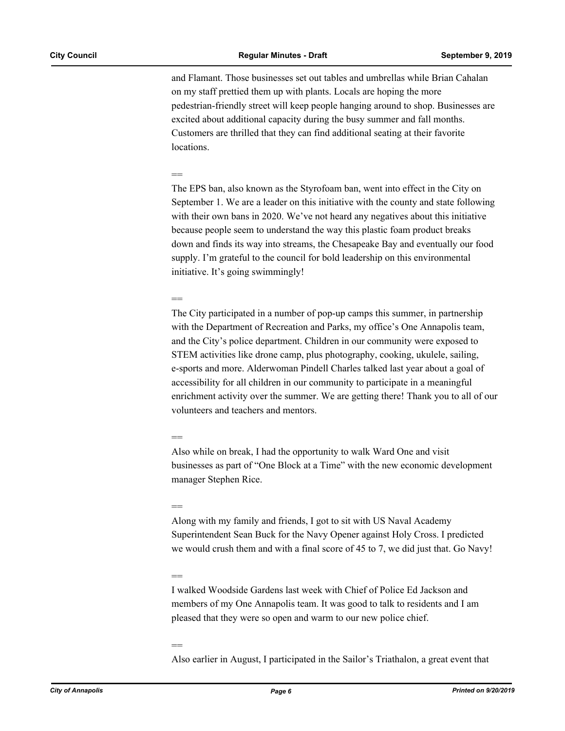and Flamant. Those businesses set out tables and umbrellas while Brian Cahalan on my staff prettied them up with plants. Locals are hoping the more pedestrian-friendly street will keep people hanging around to shop. Businesses are excited about additional capacity during the busy summer and fall months. Customers are thrilled that they can find additional seating at their favorite locations.

==

The EPS ban, also known as the Styrofoam ban, went into effect in the City on September 1. We are a leader on this initiative with the county and state following with their own bans in 2020. We've not heard any negatives about this initiative because people seem to understand the way this plastic foam product breaks down and finds its way into streams, the Chesapeake Bay and eventually our food supply. I'm grateful to the council for bold leadership on this environmental initiative. It's going swimmingly!

==

The City participated in a number of pop-up camps this summer, in partnership with the Department of Recreation and Parks, my office's One Annapolis team, and the City's police department. Children in our community were exposed to STEM activities like drone camp, plus photography, cooking, ukulele, sailing, e-sports and more. Alderwoman Pindell Charles talked last year about a goal of accessibility for all children in our community to participate in a meaningful enrichment activity over the summer. We are getting there! Thank you to all of our volunteers and teachers and mentors.

==

Also while on break, I had the opportunity to walk Ward One and visit businesses as part of "One Block at a Time" with the new economic development manager Stephen Rice.

==

Along with my family and friends, I got to sit with US Naval Academy Superintendent Sean Buck for the Navy Opener against Holy Cross. I predicted we would crush them and with a final score of 45 to 7, we did just that. Go Navy!

==

I walked Woodside Gardens last week with Chief of Police Ed Jackson and members of my One Annapolis team. It was good to talk to residents and I am pleased that they were so open and warm to our new police chief.

==

Also earlier in August, I participated in the Sailor's Triathalon, a great event that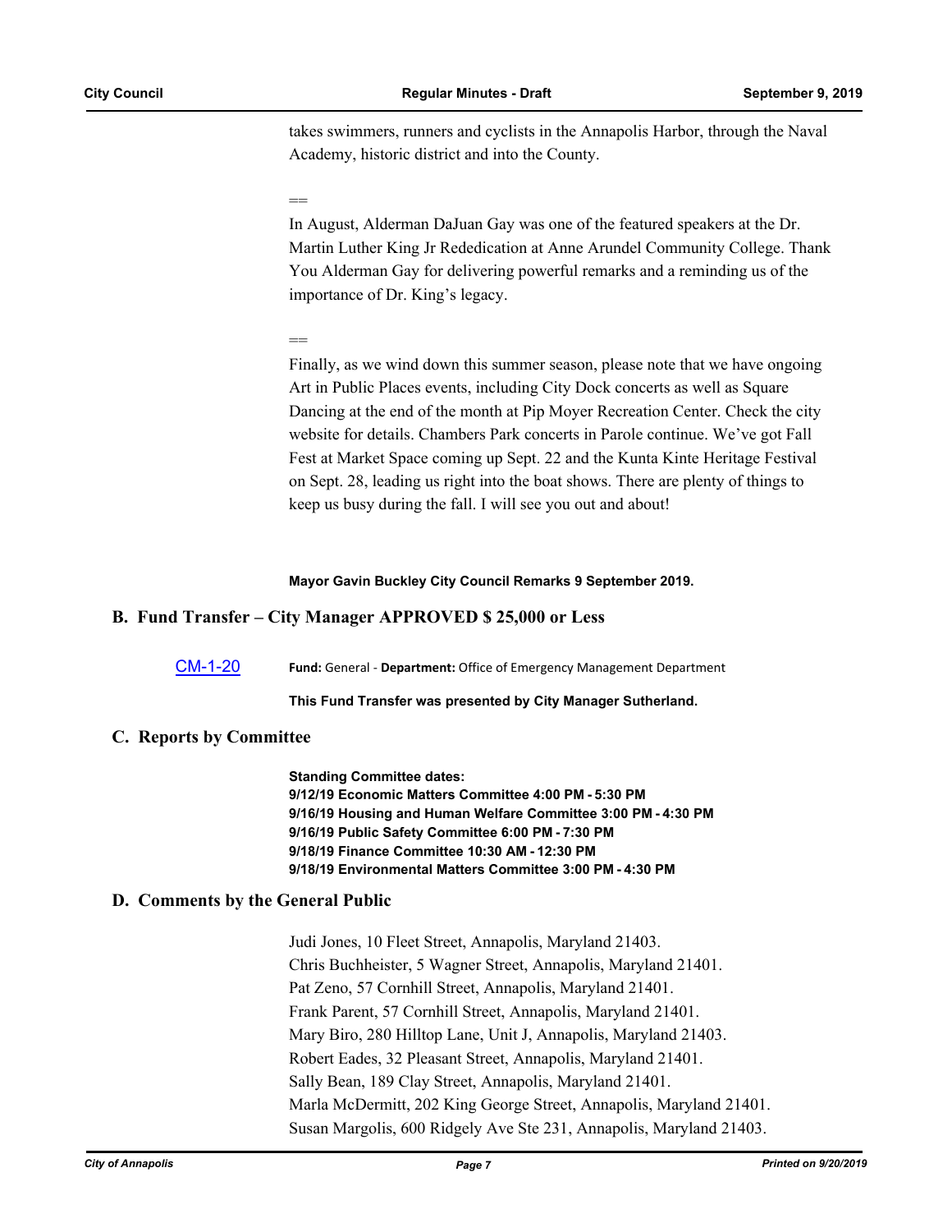takes swimmers, runners and cyclists in the Annapolis Harbor, through the Naval Academy, historic district and into the County.

==

In August, Alderman DaJuan Gay was one of the featured speakers at the Dr. Martin Luther King Jr Rededication at Anne Arundel Community College. Thank You Alderman Gay for delivering powerful remarks and a reminding us of the importance of Dr. King's legacy.

==

Finally, as we wind down this summer season, please note that we have ongoing Art in Public Places events, including City Dock concerts as well as Square Dancing at the end of the month at Pip Moyer Recreation Center. Check the city website for details. Chambers Park concerts in Parole continue. We've got Fall Fest at Market Space coming up Sept. 22 and the Kunta Kinte Heritage Festival on Sept. 28, leading us right into the boat shows. There are plenty of things to keep us busy during the fall. I will see you out and about!

**Mayor Gavin Buckley City Council Remarks 9 September 2019.**

## B. Fund Transfer – City Manager APPROVED $ 25,000 or Less

CM-1-20 **Fund:** General - **Department:** Office of Emergency Management Department

**This Fund Transfer was presented by City Manager Sutherland.**

## C. Reports by Committee

**Standing Committee dates:**
**9/12/19 Economic Matters Committee 4:00 PM - 5:30 PM**
**9/16/19 Housing and Human Welfare Committee 3:00 PM - 4:30 PM**
**9/16/19 Public Safety Committee 6:00 PM - 7:30 PM**
**9/18/19 Finance Committee 10:30 AM - 12:30 PM**
**9/18/19 Environmental Matters Committee 3:00 PM - 4:30 PM**

## D. Comments by the General Public

Judi Jones, 10 Fleet Street, Annapolis, Maryland 21403.
Chris Buchheister, 5 Wagner Street, Annapolis, Maryland 21401.
Pat Zeno, 57 Cornhill Street, Annapolis, Maryland 21401.
Frank Parent, 57 Cornhill Street, Annapolis, Maryland 21401.
Mary Biro, 280 Hilltop Lane, Unit J, Annapolis, Maryland 21403.
Robert Eades, 32 Pleasant Street, Annapolis, Maryland 21401.
Sally Bean, 189 Clay Street, Annapolis, Maryland 21401.
Marla McDermitt, 202 King George Street, Annapolis, Maryland 21401.
Susan Margolis, 600 Ridgely Ave Ste 231, Annapolis, Maryland 21403.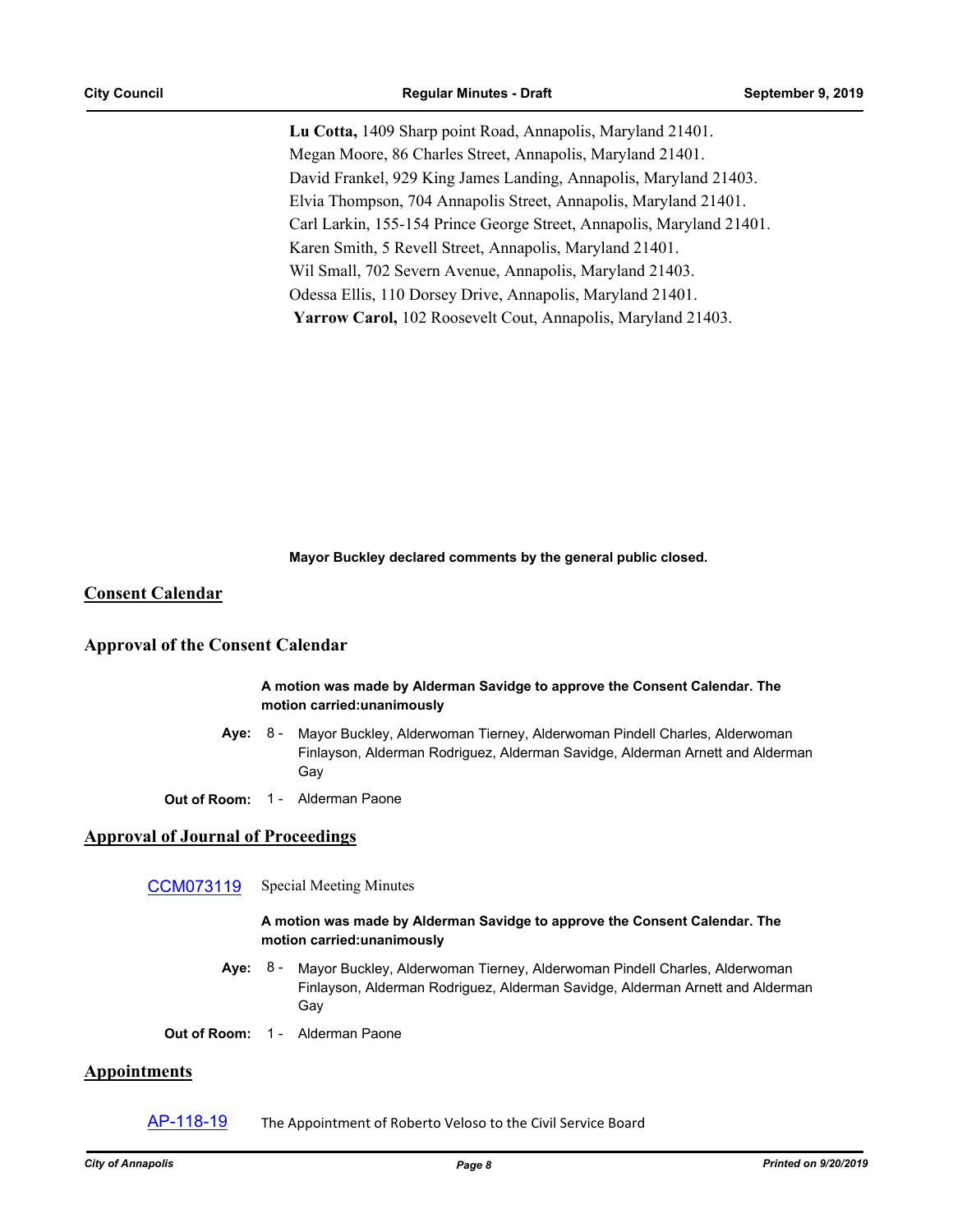**Lu Cotta,** 1409 Sharp point Road, Annapolis, Maryland 21401.
Megan Moore, 86 Charles Street, Annapolis, Maryland 21401.
David Frankel, 929 King James Landing, Annapolis, Maryland 21403.
Elvia Thompson, 704 Annapolis Street, Annapolis, Maryland 21401.
Carl Larkin, 155-154 Prince George Street, Annapolis, Maryland 21401.
Karen Smith, 5 Revell Street, Annapolis, Maryland 21401.
Wil Small, 702 Severn Avenue, Annapolis, Maryland 21403.
Odessa Ellis, 110 Dorsey Drive, Annapolis, Maryland 21401.
**Yarrow Carol,** 102 Roosevelt Cout, Annapolis, Maryland 21403.

**Mayor Buckley declared comments by the general public closed.**

## Consent Calendar

### Approval of the Consent Calendar

**A motion was made by Alderman Savidge to approve the Consent Calendar. The motion carried:unanimously**

**Aye:** 8 - Mayor Buckley, Alderwoman Tierney, Alderwoman Pindell Charles, Alderwoman Finlayson, Alderman Rodriguez, Alderman Savidge, Alderman Arnett and Alderman Gay

**Out of Room:** 1 - Alderman Paone

## Approval of Journal of Proceedings

CCM073119 Special Meeting Minutes

**A motion was made by Alderman Savidge to approve the Consent Calendar. The motion carried:unanimously**

**Aye:** 8 - Mayor Buckley, Alderwoman Tierney, Alderwoman Pindell Charles, Alderwoman Finlayson, Alderman Rodriguez, Alderman Savidge, Alderman Arnett and Alderman Gay

**Out of Room:** 1 - Alderman Paone

## Appointments

AP-118-19 The Appointment of Roberto Veloso to the Civil Service Board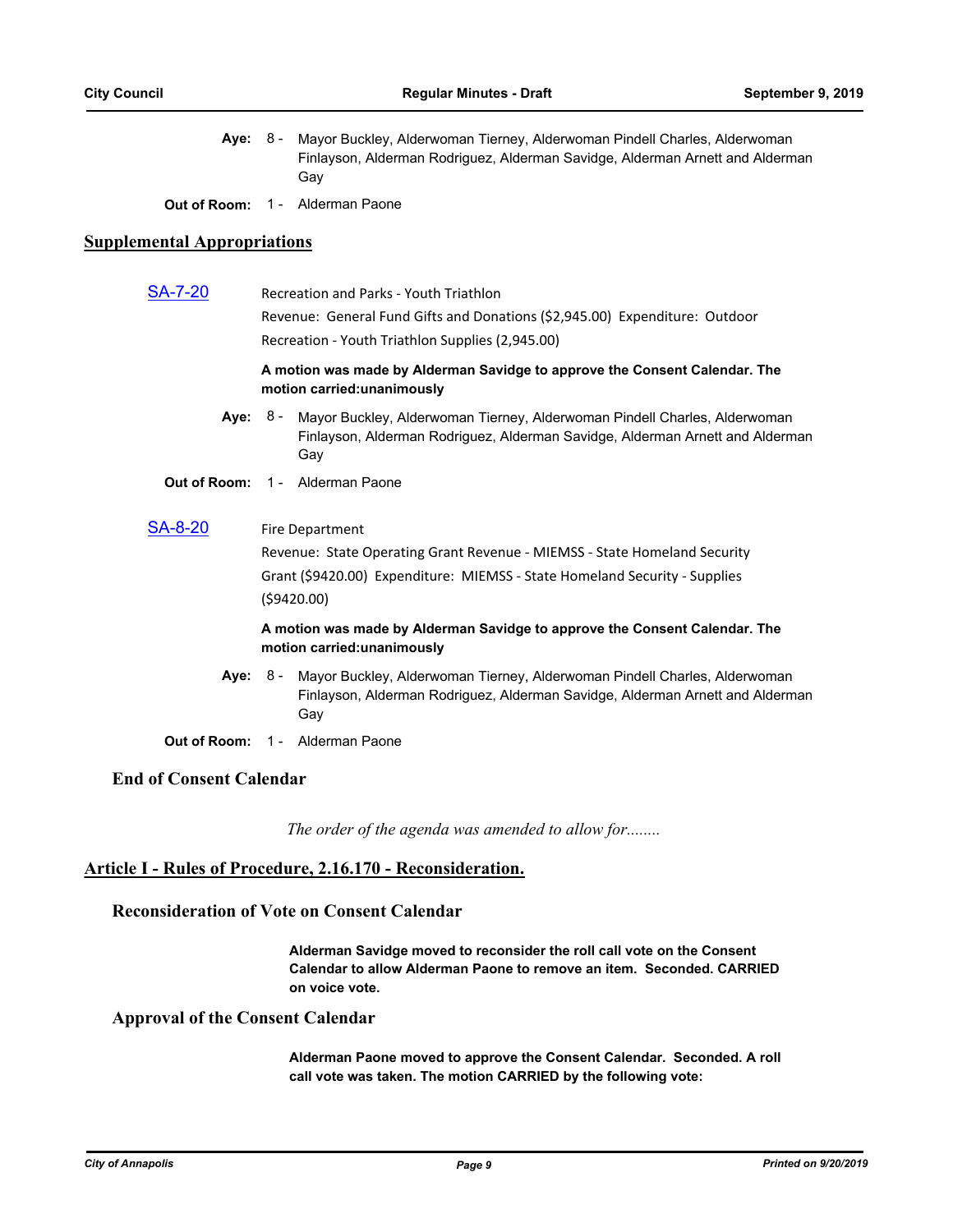**Aye:** 8 - Mayor Buckley, Alderwoman Tierney, Alderwoman Pindell Charles, Alderwoman Finlayson, Alderman Rodriguez, Alderman Savidge, Alderman Arnett and Alderman Gay

**Out of Room:** 1 - Alderman Paone

## Supplemental Appropriations

**SA-7-20** Recreation and Parks - Youth Triathlon

Revenue: General Fund Gifts and Donations ($2,945.00) Expenditure: Outdoor Recreation - Youth Triathlon Supplies (2,945.00)

**A motion was made by Alderman Savidge to approve the Consent Calendar. The motion carried:unanimously**

**Aye:** 8 - Mayor Buckley, Alderwoman Tierney, Alderwoman Pindell Charles, Alderwoman Finlayson, Alderman Rodriguez, Alderman Savidge, Alderman Arnett and Alderman Gay

**Out of Room:** 1 - Alderman Paone

**SA-8-20** Fire Department

Revenue: State Operating Grant Revenue - MIEMSS - State Homeland Security Grant ($9420.00) Expenditure: MIEMSS - State Homeland Security - Supplies ($9420.00)

**A motion was made by Alderman Savidge to approve the Consent Calendar. The motion carried:unanimously**

**Aye:** 8 - Mayor Buckley, Alderwoman Tierney, Alderwoman Pindell Charles, Alderwoman Finlayson, Alderman Rodriguez, Alderman Savidge, Alderman Arnett and Alderman Gay

**Out of Room:** 1 - Alderman Paone

### End of Consent Calendar

*The order of the agenda was amended to allow for........*

## Article I - Rules of Procedure, 2.16.170 - Reconsideration.

### Reconsideration of Vote on Consent Calendar

**Alderman Savidge moved to reconsider the roll call vote on the Consent Calendar to allow Alderman Paone to remove an item. Seconded. CARRIED on voice vote.**

### Approval of the Consent Calendar

**Alderman Paone moved to approve the Consent Calendar. Seconded. A roll call vote was taken. The motion CARRIED by the following vote:**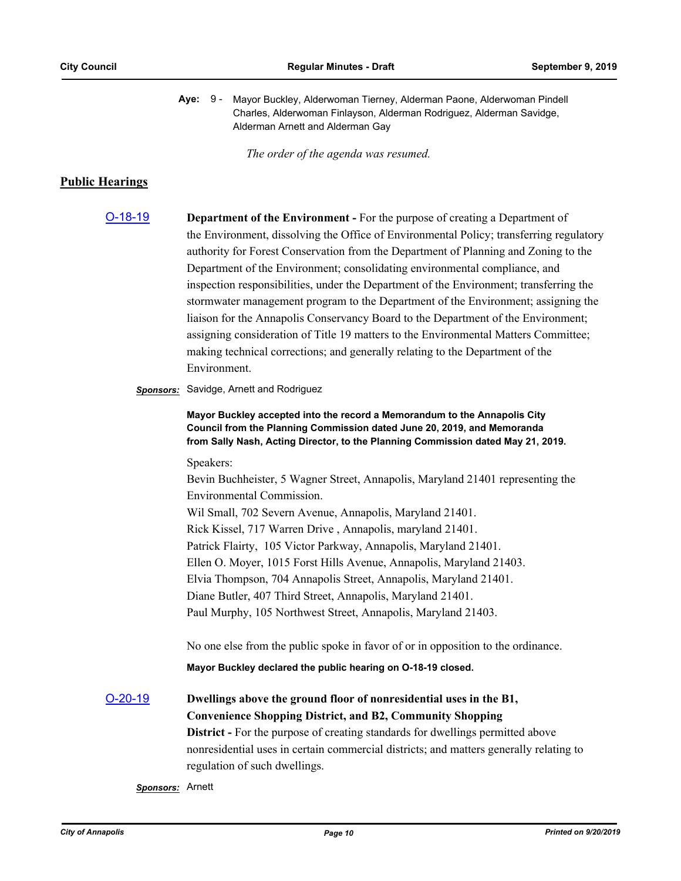**Aye:** 9 - Mayor Buckley, Alderwoman Tierney, Alderman Paone, Alderwoman Pindell Charles, Alderwoman Finlayson, Alderman Rodriguez, Alderman Savidge, Alderman Arnett and Alderman Gay

*The order of the agenda was resumed.*

## Public Hearings

[O-18-19] **Department of the Environment -** For the purpose of creating a Department of the Environment, dissolving the Office of Environmental Policy; transferring regulatory authority for Forest Conservation from the Department of Planning and Zoning to the Department of the Environment; consolidating environmental compliance, and inspection responsibilities, under the Department of the Environment; transferring the stormwater management program to the Department of the Environment; assigning the liaison for the Annapolis Conservancy Board to the Department of the Environment; assigning consideration of Title 19 matters to the Environmental Matters Committee; making technical corrections; and generally relating to the Department of the Environment.

***Sponsors:*** Savidge, Arnett and Rodriguez

**Mayor Buckley accepted into the record a Memorandum to the Annapolis City Council from the Planning Commission dated June 20, 2019, and Memoranda from Sally Nash, Acting Director, to the Planning Commission dated May 21, 2019.**

Speakers:
Bevin Buchheister, 5 Wagner Street, Annapolis, Maryland 21401 representing the Environmental Commission.
Wil Small, 702 Severn Avenue, Annapolis, Maryland 21401.
Rick Kissel, 717 Warren Drive , Annapolis, maryland 21401.
Patrick Flairty, 105 Victor Parkway, Annapolis, Maryland 21401.
Ellen O. Moyer, 1015 Forst Hills Avenue, Annapolis, Maryland 21403.
Elvia Thompson, 704 Annapolis Street, Annapolis, Maryland 21401.
Diane Butler, 407 Third Street, Annapolis, Maryland 21401.
Paul Murphy, 105 Northwest Street, Annapolis, Maryland 21403.

No one else from the public spoke in favor of or in opposition to the ordinance.

**Mayor Buckley declared the public hearing on O-18-19 closed.**

[O-20-19] **Dwellings above the ground floor of nonresidential uses in the B1, Convenience Shopping District, and B2, Community Shopping District -** For the purpose of creating standards for dwellings permitted above nonresidential uses in certain commercial districts; and matters generally relating to regulation of such dwellings.

***Sponsors:*** Arnett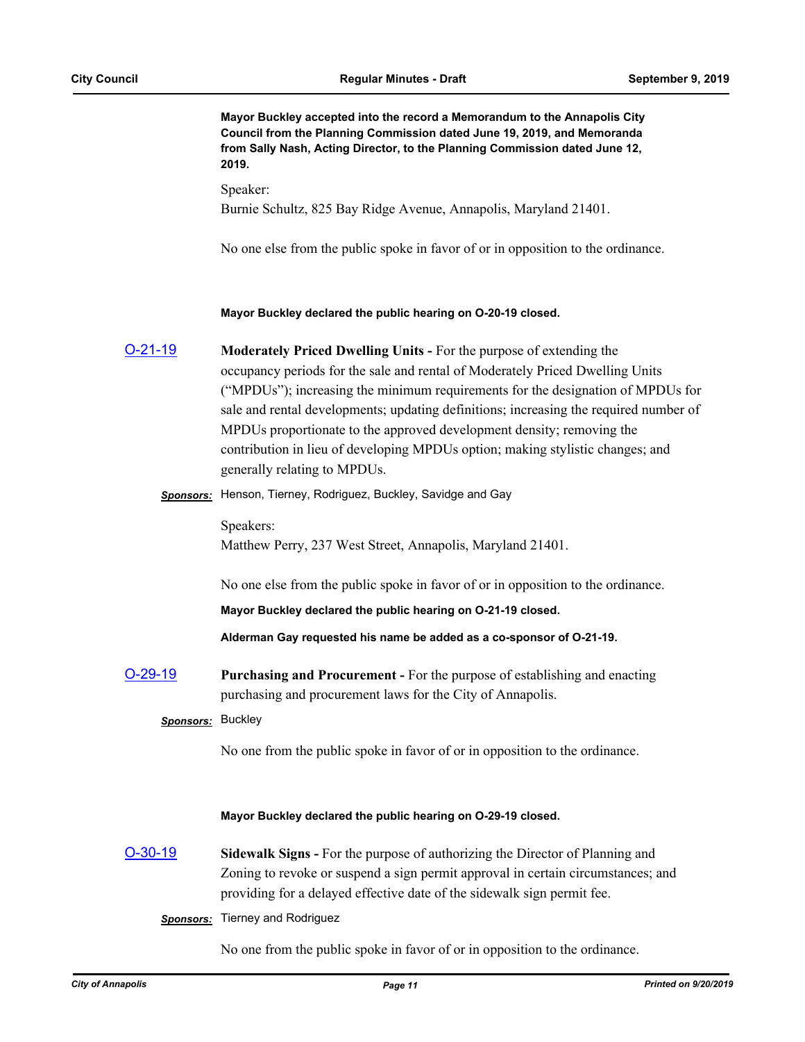**Mayor Buckley accepted into the record a Memorandum to the Annapolis City Council from the Planning Commission dated June 19, 2019, and Memoranda from Sally Nash, Acting Director, to the Planning Commission dated June 12, 2019.**

Speaker:
Burnie Schultz, 825 Bay Ridge Avenue, Annapolis, Maryland 21401.

No one else from the public spoke in favor of or in opposition to the ordinance.

**Mayor Buckley declared the public hearing on O-20-19 closed.**

O-21-19 **Moderately Priced Dwelling Units -** For the purpose of extending the occupancy periods for the sale and rental of Moderately Priced Dwelling Units ("MPDUs"); increasing the minimum requirements for the designation of MPDUs for sale and rental developments; updating definitions; increasing the required number of MPDUs proportionate to the approved development density; removing the contribution in lieu of developing MPDUs option; making stylistic changes; and generally relating to MPDUs.

***Sponsors:*** Henson, Tierney, Rodriguez, Buckley, Savidge and Gay

Speakers:
Matthew Perry, 237 West Street, Annapolis, Maryland 21401.

No one else from the public spoke in favor of or in opposition to the ordinance.

**Mayor Buckley declared the public hearing on O-21-19 closed.**

**Alderman Gay requested his name be added as a co-sponsor of O-21-19.**

O-29-19 **Purchasing and Procurement -** For the purpose of establishing and enacting purchasing and procurement laws for the City of Annapolis.

***Sponsors:*** Buckley

No one from the public spoke in favor of or in opposition to the ordinance.

**Mayor Buckley declared the public hearing on O-29-19 closed.**

O-30-19 **Sidewalk Signs -** For the purpose of authorizing the Director of Planning and Zoning to revoke or suspend a sign permit approval in certain circumstances; and providing for a delayed effective date of the sidewalk sign permit fee.

***Sponsors:*** Tierney and Rodriguez

No one from the public spoke in favor of or in opposition to the ordinance.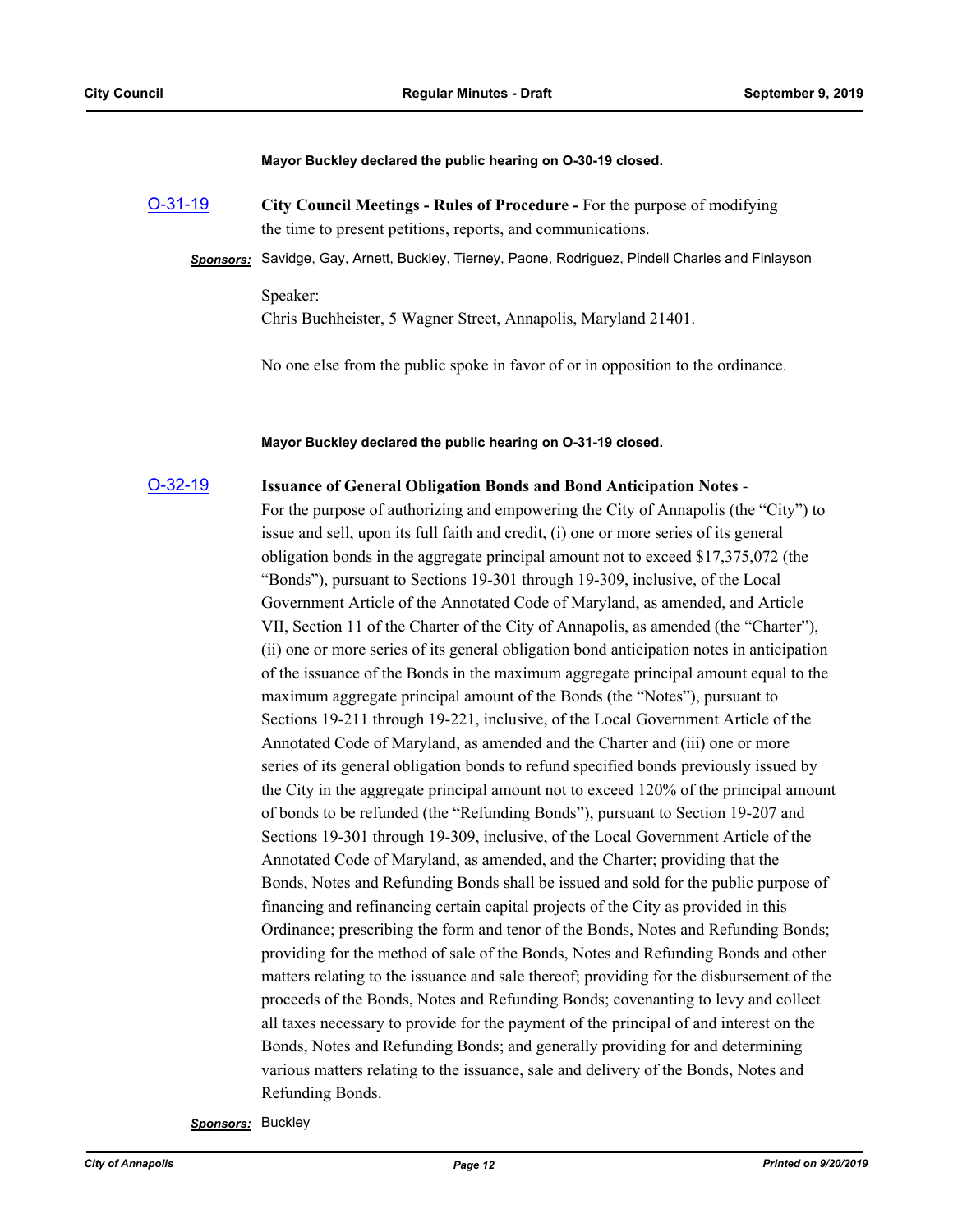**Mayor Buckley declared the public hearing on O-30-19 closed.**

O-31-19 **City Council Meetings - Rules of Procedure -** For the purpose of modifying the time to present petitions, reports, and communications.

***Sponsors:*** Savidge, Gay, Arnett, Buckley, Tierney, Paone, Rodriguez, Pindell Charles and Finlayson

Speaker:
Chris Buchheister, 5 Wagner Street, Annapolis, Maryland 21401.

No one else from the public spoke in favor of or in opposition to the ordinance.

**Mayor Buckley declared the public hearing on O-31-19 closed.**

O-32-19 **Issuance of General Obligation Bonds and Bond Anticipation Notes** - For the purpose of authorizing and empowering the City of Annapolis (the "City") to issue and sell, upon its full faith and credit, (i) one or more series of its general obligation bonds in the aggregate principal amount not to exceed $17,375,072 (the "Bonds"), pursuant to Sections 19-301 through 19-309, inclusive, of the Local Government Article of the Annotated Code of Maryland, as amended, and Article VII, Section 11 of the Charter of the City of Annapolis, as amended (the "Charter"), (ii) one or more series of its general obligation bond anticipation notes in anticipation of the issuance of the Bonds in the maximum aggregate principal amount equal to the maximum aggregate principal amount of the Bonds (the "Notes"), pursuant to Sections 19-211 through 19-221, inclusive, of the Local Government Article of the Annotated Code of Maryland, as amended and the Charter and (iii) one or more series of its general obligation bonds to refund specified bonds previously issued by the City in the aggregate principal amount not to exceed 120% of the principal amount of bonds to be refunded (the "Refunding Bonds"), pursuant to Section 19-207 and Sections 19-301 through 19-309, inclusive, of the Local Government Article of the Annotated Code of Maryland, as amended, and the Charter; providing that the Bonds, Notes and Refunding Bonds shall be issued and sold for the public purpose of financing and refinancing certain capital projects of the City as provided in this Ordinance; prescribing the form and tenor of the Bonds, Notes and Refunding Bonds; providing for the method of sale of the Bonds, Notes and Refunding Bonds and other matters relating to the issuance and sale thereof; providing for the disbursement of the proceeds of the Bonds, Notes and Refunding Bonds; covenanting to levy and collect all taxes necessary to provide for the payment of the principal of and interest on the Bonds, Notes and Refunding Bonds; and generally providing for and determining various matters relating to the issuance, sale and delivery of the Bonds, Notes and Refunding Bonds.

***Sponsors:*** Buckley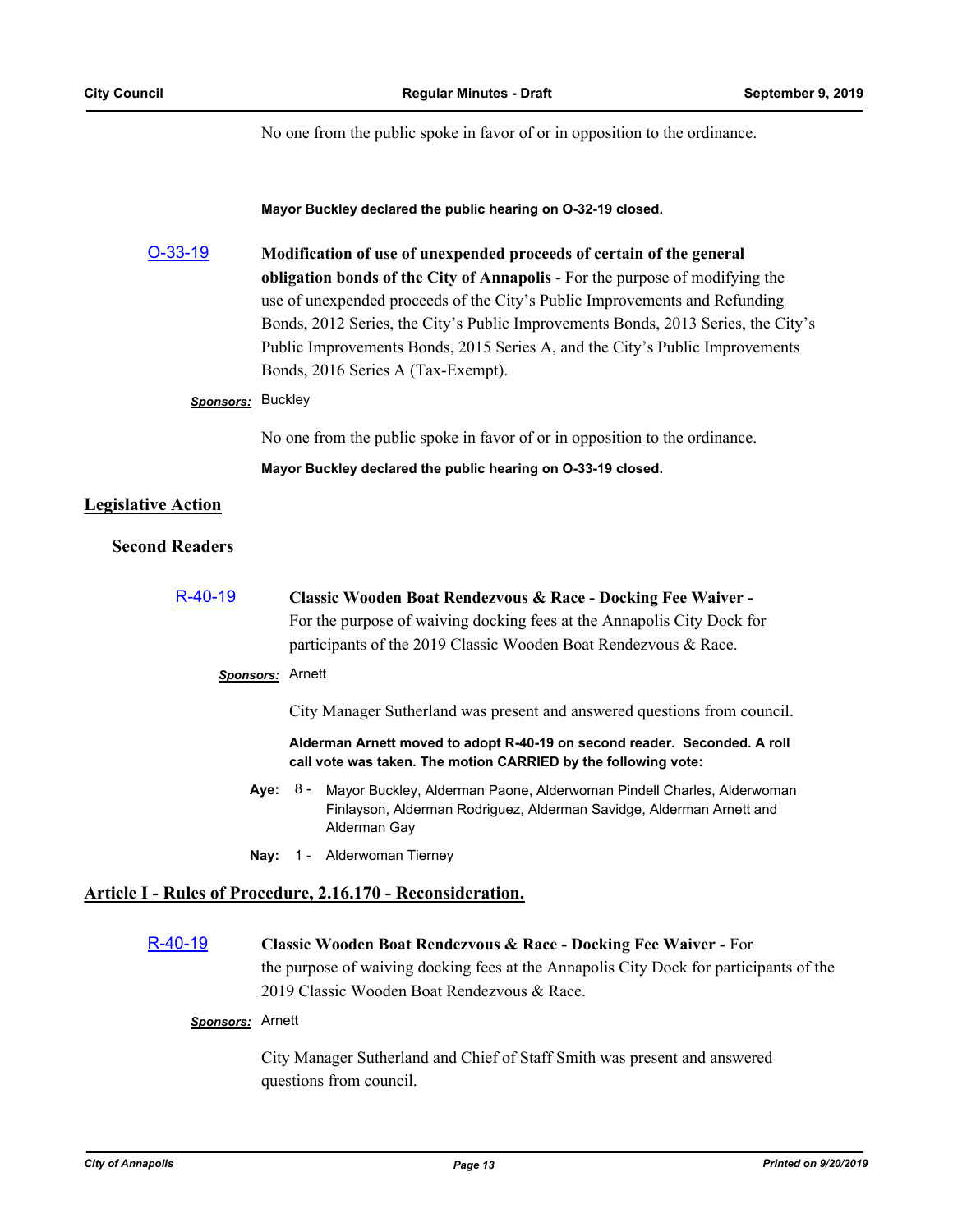No one from the public spoke in favor of or in opposition to the ordinance.

**Mayor Buckley declared the public hearing on O-32-19 closed.**

[O-33-19](#) **Modification of use of unexpended proceeds of certain of the general obligation bonds of the City of Annapolis** - For the purpose of modifying the use of unexpended proceeds of the City's Public Improvements and Refunding Bonds, 2012 Series, the City's Public Improvements Bonds, 2013 Series, the City's Public Improvements Bonds, 2015 Series A, and the City's Public Improvements Bonds, 2016 Series A (Tax-Exempt).

***Sponsors:*** Buckley

No one from the public spoke in favor of or in opposition to the ordinance.

**Mayor Buckley declared the public hearing on O-33-19 closed.**

## Legislative Action

### Second Readers

[R-40-19](#) **Classic Wooden Boat Rendezvous & Race - Docking Fee Waiver -** For the purpose of waiving docking fees at the Annapolis City Dock for participants of the 2019 Classic Wooden Boat Rendezvous & Race.

***Sponsors:*** Arnett

City Manager Sutherland was present and answered questions from council.

**Alderman Arnett moved to adopt R-40-19 on second reader. Seconded. A roll call vote was taken. The motion CARRIED by the following vote:**

**Aye:** 8 - Mayor Buckley, Alderman Paone, Alderwoman Pindell Charles, Alderwoman Finlayson, Alderman Rodriguez, Alderman Savidge, Alderman Arnett and Alderman Gay

**Nay:** 1 - Alderwoman Tierney

## Article I - Rules of Procedure, 2.16.170 - Reconsideration.

[R-40-19](#) **Classic Wooden Boat Rendezvous & Race - Docking Fee Waiver -** For the purpose of waiving docking fees at the Annapolis City Dock for participants of the 2019 Classic Wooden Boat Rendezvous & Race.

***Sponsors:*** Arnett

City Manager Sutherland and Chief of Staff Smith was present and answered questions from council.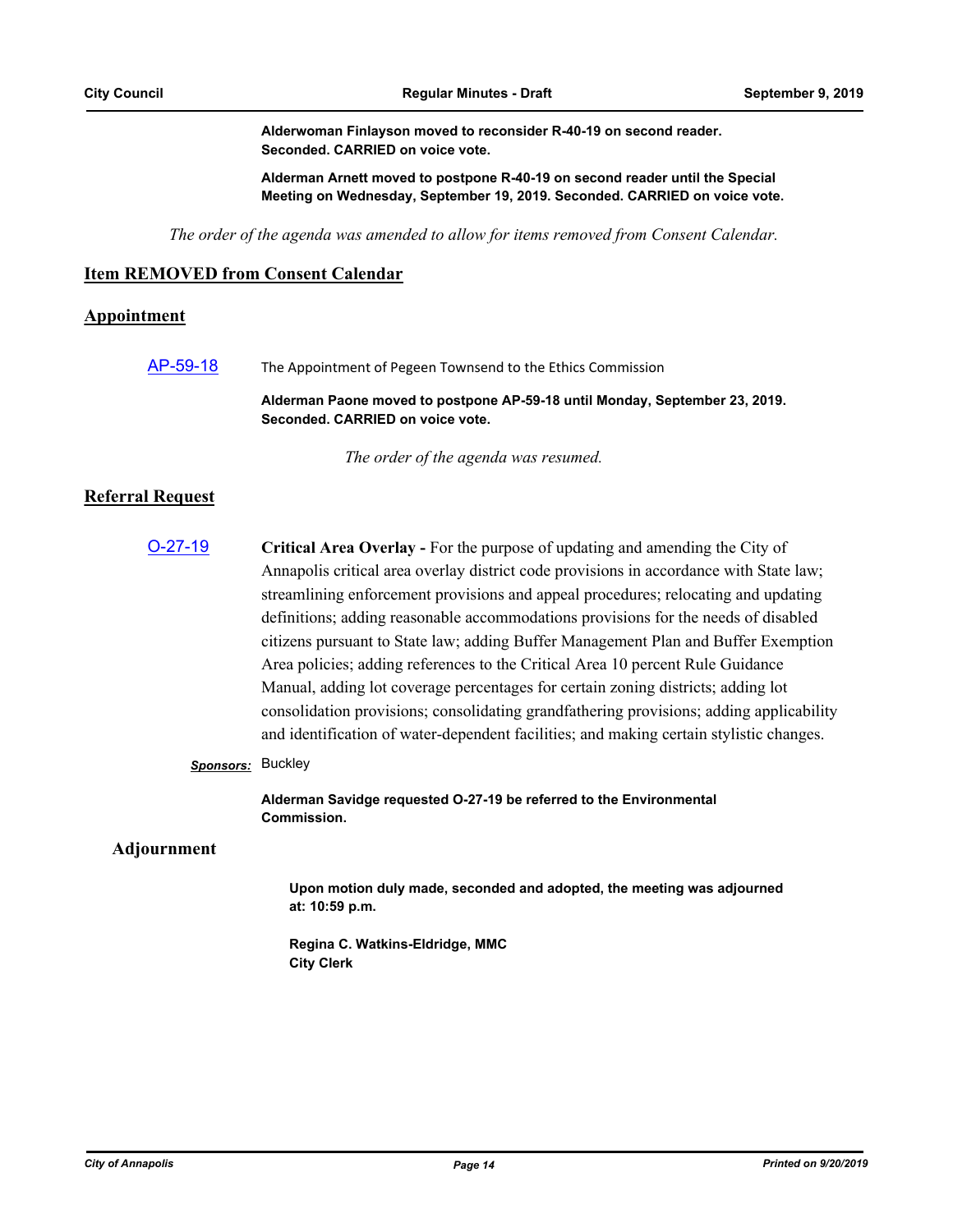**Alderwoman Finlayson moved to reconsider R-40-19 on second reader. Seconded. CARRIED on voice vote.**

**Alderman Arnett moved to postpone R-40-19 on second reader until the Special Meeting on Wednesday, September 19, 2019. Seconded. CARRIED on voice vote.**

*The order of the agenda was amended to allow for items removed from Consent Calendar.*

## Item REMOVED from Consent Calendar

## Appointment

AP-59-18 The Appointment of Pegeen Townsend to the Ethics Commission

**Alderman Paone moved to postpone AP-59-18 until Monday, September 23, 2019. Seconded. CARRIED on voice vote.**

*The order of the agenda was resumed.*

## Referral Request

O-27-19 **Critical Area Overlay -** For the purpose of updating and amending the City of Annapolis critical area overlay district code provisions in accordance with State law; streamlining enforcement provisions and appeal procedures; relocating and updating definitions; adding reasonable accommodations provisions for the needs of disabled citizens pursuant to State law; adding Buffer Management Plan and Buffer Exemption Area policies; adding references to the Critical Area 10 percent Rule Guidance Manual, adding lot coverage percentages for certain zoning districts; adding lot consolidation provisions; consolidating grandfathering provisions; adding applicability and identification of water-dependent facilities; and making certain stylistic changes.

***Sponsors:*** Buckley

**Alderman Savidge requested O-27-19 be referred to the Environmental Commission.**

## Adjournment

**Upon motion duly made, seconded and adopted, the meeting was adjourned at: 10:59 p.m.**

**Regina C. Watkins-Eldridge, MMC**
**City Clerk**